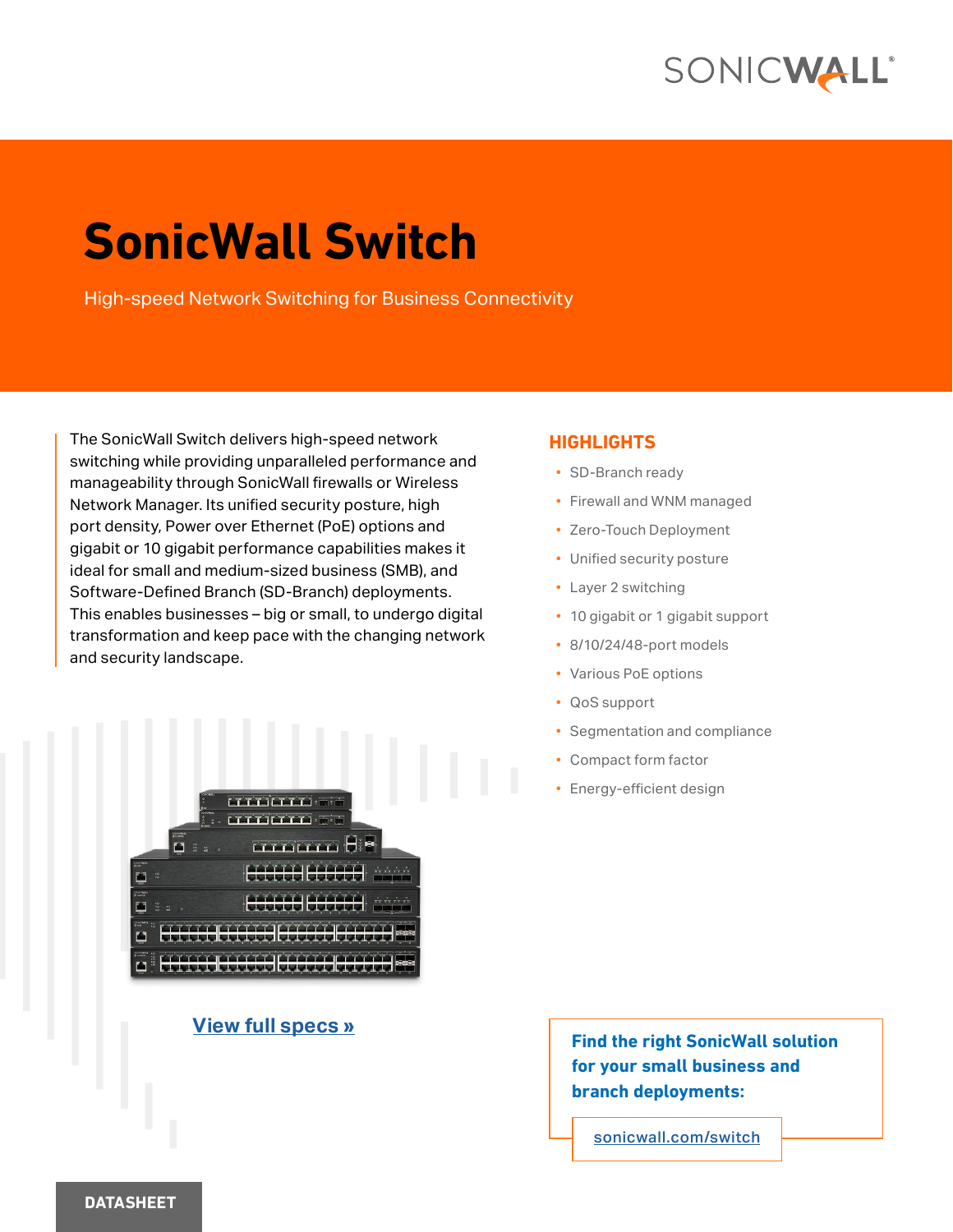# SonicWall Switch

High-speed Network Switching for Business Connectivity

The SonicWall Switch delivers high-speed network switching while providing unparalleled performance and manageability through SonicWall firewalls or Wireless Network Manager. Its unified security posture, high port density, Power over Ethernet (PoE) options and gigabit or 10 gigabit performance capabilities makes it ideal for small and medium-sized business (SMB), and Software-Defined Branch (SD-Branch) deployments. This enables businesses – big or small, to undergo digital transformation and keep pace with the changing network and security landscape.

View full specs »

## HIGHLIGHTS

- SD-Branch ready
- Firewall and WNM managed
- Zero-Touch Deployment
- Unified security posture
- Layer 2 switching
- 10 gigabit or 1 gigabit support
- 8/10/24/48-port models
- Various PoE options
- QoS support
- Segmentation and compliance
- Compact form factor
- Energy-efficient design

**Find the right SonicWall solution for your small business and branch deployments:**

sonicwall.com/switch

DATASHEET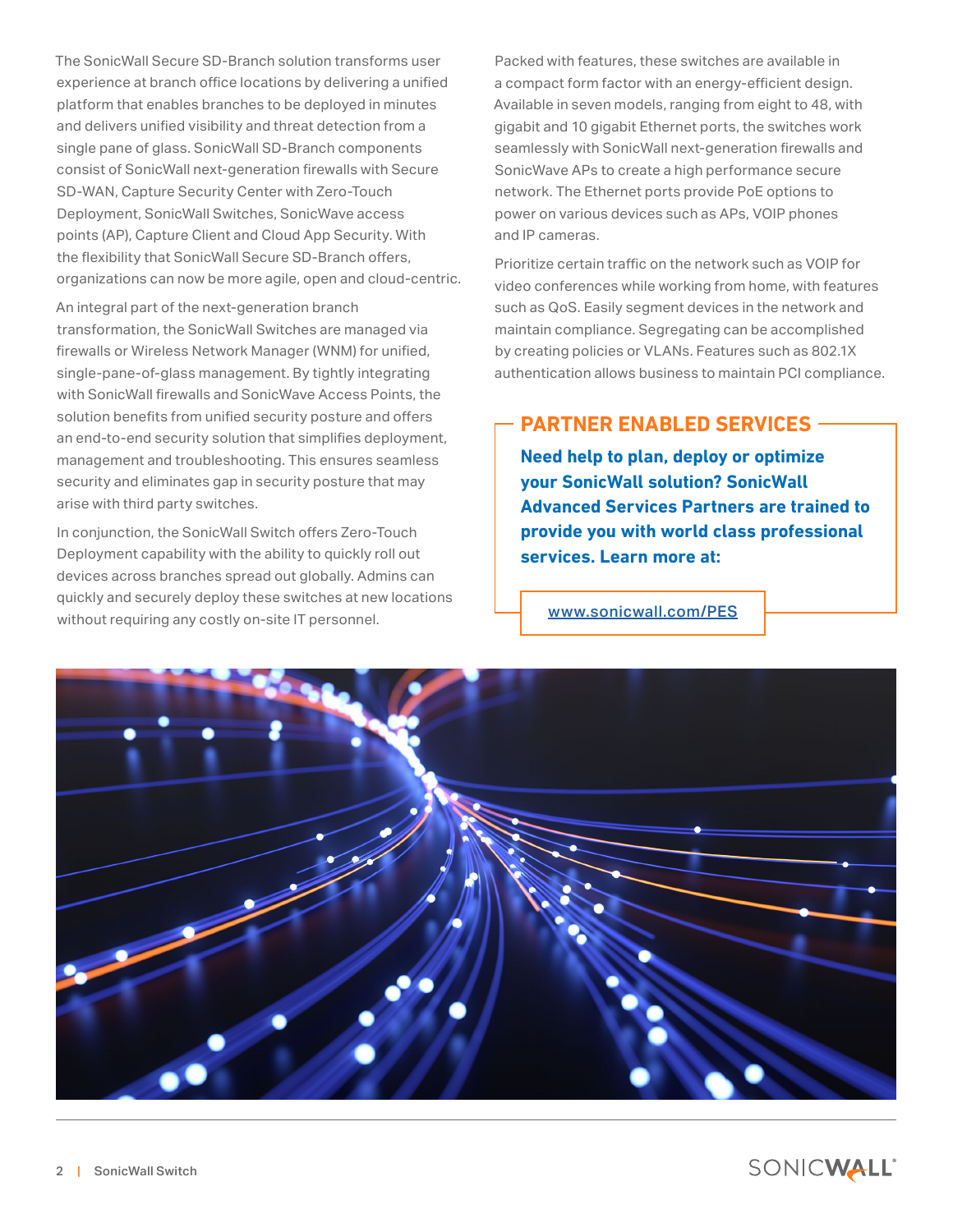The SonicWall Secure SD-Branch solution transforms user experience at branch office locations by delivering a unified platform that enables branches to be deployed in minutes and delivers unified visibility and threat detection from a single pane of glass. SonicWall SD-Branch components consist of SonicWall next-generation firewalls with Secure SD-WAN, Capture Security Center with Zero-Touch Deployment, SonicWall Switches, SonicWave access points (AP), Capture Client and Cloud App Security. With the flexibility that SonicWall Secure SD-Branch offers, organizations can now be more agile, open and cloud-centric.

An integral part of the next-generation branch transformation, the SonicWall Switches are managed via firewalls or Wireless Network Manager (WNM) for unified, single-pane-of-glass management. By tightly integrating with SonicWall firewalls and SonicWave Access Points, the solution benefits from unified security posture and offers an end-to-end security solution that simplifies deployment, management and troubleshooting. This ensures seamless security and eliminates gap in security posture that may arise with third party switches.

In conjunction, the SonicWall Switch offers Zero-Touch Deployment capability with the ability to quickly roll out devices across branches spread out globally. Admins can quickly and securely deploy these switches at new locations without requiring any costly on-site IT personnel.

Packed with features, these switches are available in a compact form factor with an energy-efficient design. Available in seven models, ranging from eight to 48, with gigabit and 10 gigabit Ethernet ports, the switches work seamlessly with SonicWall next-generation firewalls and SonicWave APs to create a high performance secure network. The Ethernet ports provide PoE options to power on various devices such as APs, VOIP phones and IP cameras.

Prioritize certain traffic on the network such as VOIP for video conferences while working from home, with features such as QoS. Easily segment devices in the network and maintain compliance. Segregating can be accomplished by creating policies or VLANs. Features such as 802.1X authentication allows business to maintain PCI compliance.

## PARTNER ENABLED SERVICES

**Need help to plan, deploy or optimize your SonicWall solution? SonicWall Advanced Services Partners are trained to provide you with world class professional services. Learn more at:**

www.sonicwall.com/PES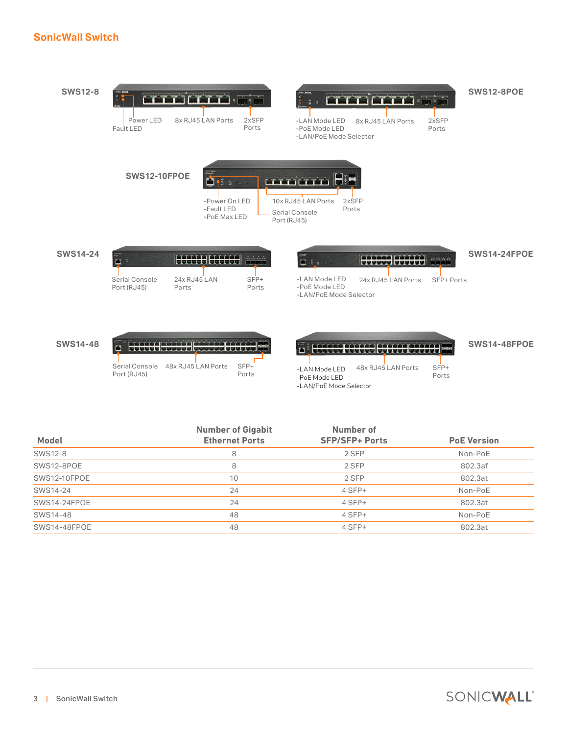## SonicWall Switch

**SWS12-8**

Power LED
Fault LED
8x RJ45 LAN Ports
2xSFP Ports

**SWS12-8POE**

-LAN Mode LED
-PoE Mode LED
-LAN/PoE Mode Selector
8x RJ45 LAN Ports
2xSFP Ports

**SWS12-10FPOE**

-Power On LED
-Fault LED
-PoE Max LED
10x RJ45 LAN Ports
Serial Console Port (RJ45)
2xSFP Ports

**SWS14-24**

Serial Console Port (RJ45)
24x RJ45 LAN Ports
SFP+ Ports

**SWS14-24FPOE**

-LAN Mode LED
-PoE Mode LED
-LAN/PoE Mode Selector
24x RJ45 LAN Ports
SFP+ Ports

**SWS14-48**

Serial Console Port (RJ45)
48x RJ45 LAN Ports
SFP+ Ports

**SWS14-48FPOE**

-LAN Mode LED
-PoE Mode LED
-LAN/PoE Mode Selector
48x RJ45 LAN Ports
SFP+ Ports

| Model | Number of Gigabit Ethernet Ports | Number of SFP/SFP+ Ports | PoE Version |
|---|---|---|---|
| SWS12-8 | 8 | 2 SFP | Non-PoE |
| SWS12-8POE | 8 | 2 SFP | 802.3af |
| SWS12-10FPOE | 10 | 2 SFP | 802.3at |
| SWS14-24 | 24 | 4 SFP+ | Non-PoE |
| SWS14-24FPOE | 24 | 4 SFP+ | 802.3at |
| SWS14-48 | 48 | 4 SFP+ | Non-PoE |
| SWS14-48FPOE | 48 | 4 SFP+ | 802.3at |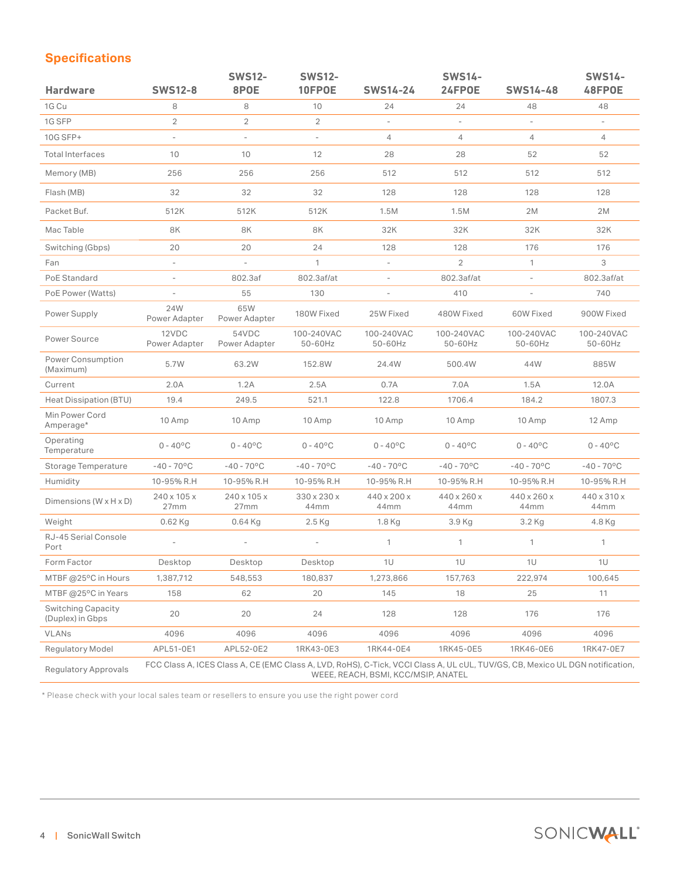## Specifications

| Hardware | SWS12-8 | SWS12-8POE | SWS12-10FPOE | SWS14-24 | SWS14-24FPOE | SWS14-48 | SWS14-48FPOE |
|---|---|---|---|---|---|---|---|
| 1G Cu | 8 | 8 | 10 | 24 | 24 | 48 | 48 |
| 1G SFP | 2 | 2 | 2 | - | - | - | - |
| 10G SFP+ | - | - | - | 4 | 4 | 4 | 4 |
| Total Interfaces | 10 | 10 | 12 | 28 | 28 | 52 | 52 |
| Memory (MB) | 256 | 256 | 256 | 512 | 512 | 512 | 512 |
| Flash (MB) | 32 | 32 | 32 | 128 | 128 | 128 | 128 |
| Packet Buf. | 512K | 512K | 512K | 1.5M | 1.5M | 2M | 2M |
| Mac Table | 8K | 8K | 8K | 32K | 32K | 32K | 32K |
| Switching (Gbps) | 20 | 20 | 24 | 128 | 128 | 176 | 176 |
| Fan | - | - | 1 | - | 2 | 1 | 3 |
| PoE Standard | - | 802.3af | 802.3af/at | - | 802.3af/at | - | 802.3af/at |
| PoE Power (Watts) | - | 55 | 130 | - | 410 | - | 740 |
| Power Supply | 24W Power Adapter | 65W Power Adapter | 180W Fixed | 25W Fixed | 480W Fixed | 60W Fixed | 900W Fixed |
| Power Source | 12VDC Power Adapter | 54VDC Power Adapter | 100-240VAC 50-60Hz | 100-240VAC 50-60Hz | 100-240VAC 50-60Hz | 100-240VAC 50-60Hz | 100-240VAC 50-60Hz |
| Power Consumption (Maximum) | 5.7W | 63.2W | 152.8W | 24.4W | 500.4W | 44W | 885W |
| Current | 2.0A | 1.2A | 2.5A | 0.7A | 7.0A | 1.5A | 12.0A |
| Heat Dissipation (BTU) | 19.4 | 249.5 | 521.1 | 122.8 | 1706.4 | 184.2 | 1807.3 |
| Min Power Cord Amperage* | 10 Amp | 10 Amp | 10 Amp | 10 Amp | 10 Amp | 10 Amp | 12 Amp |
| Operating Temperature | 0 - 40ºC | 0 - 40ºC | 0 - 40ºC | 0 - 40ºC | 0 - 40ºC | 0 - 40ºC | 0 - 40ºC |
| Storage Temperature | -40 - 70ºC | -40 - 70ºC | -40 - 70ºC | -40 - 70ºC | -40 - 70ºC | -40 - 70ºC | -40 - 70ºC |
| Humidity | 10-95% R.H | 10-95% R.H | 10-95% R.H | 10-95% R.H | 10-95% R.H | 10-95% R.H | 10-95% R.H |
| Dimensions (W x H x D) | 240 x 105 x 27mm | 240 x 105 x 27mm | 330 x 230 x 44mm | 440 x 200 x 44mm | 440 x 260 x 44mm | 440 x 260 x 44mm | 440 x 310 x 44mm |
| Weight | 0.62 Kg | 0.64 Kg | 2.5 Kg | 1.8 Kg | 3.9 Kg | 3.2 Kg | 4.8 Kg |
| RJ-45 Serial Console Port | - | - | - | 1 | 1 | 1 | 1 |
| Form Factor | Desktop | Desktop | Desktop | 1U | 1U | 1U | 1U |
| MTBF @25ºC in Hours | 1,387,712 | 548,553 | 180,837 | 1,273,866 | 157,763 | 222,974 | 100,645 |
| MTBF @25ºC in Years | 158 | 62 | 20 | 145 | 18 | 25 | 11 |
| Switching Capacity (Duplex) in Gbps | 20 | 20 | 24 | 128 | 128 | 176 | 176 |
| VLANs | 4096 | 4096 | 4096 | 4096 | 4096 | 4096 | 4096 |
| Regulatory Model | APL51-0E1 | APL52-0E2 | 1RK43-0E3 | 1RK44-0E4 | 1RK45-0E5 | 1RK46-0E6 | 1RK47-0E7 |
| Regulatory Approvals | FCC Class A, ICES Class A, CE (EMC Class A, LVD, RoHS), C-Tick, VCCI Class A, UL cUL, TUV/GS, CB, Mexico UL DGN notification, WEEE, REACH, BSMI, KCC/MSIP, ANATEL | | | | | | |

* Please check with your local sales team or resellers to ensure you use the right power cord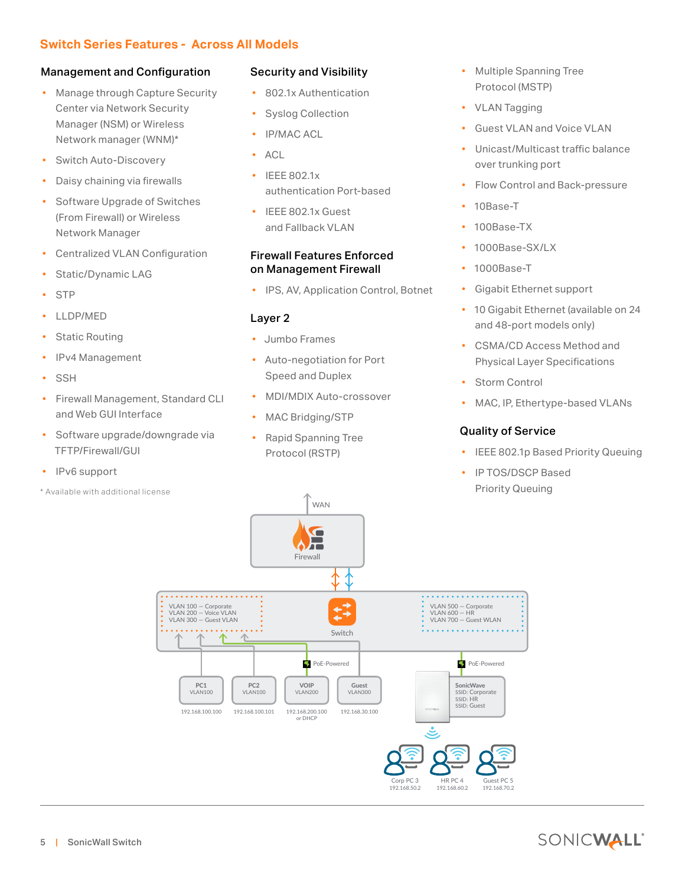## Switch Series Features - Across All Models

### Management and Configuration

- Manage through Capture Security Center via Network Security Manager (NSM) or Wireless Network manager (WNM)*
- Switch Auto-Discovery
- Daisy chaining via firewalls
- Software Upgrade of Switches (From Firewall) or Wireless Network Manager
- Centralized VLAN Configuration
- Static/Dynamic LAG
- STP
- LLDP/MED
- Static Routing
- IPv4 Management
- SSH
- Firewall Management, Standard CLI and Web GUI Interface
- Software upgrade/downgrade via TFTP/Firewall/GUI
- IPv6 support

* Available with additional license

### Security and Visibility

- 802.1x Authentication
- Syslog Collection
- IP/MAC ACL
- ACL
- IEEE 802.1x authentication Port-based
- IEEE 802.1x Guest and Fallback VLAN

### Firewall Features Enforced on Management Firewall

- IPS, AV, Application Control, Botnet

### Layer 2

- Jumbo Frames
- Auto-negotiation for Port Speed and Duplex
- MDI/MDIX Auto-crossover
- MAC Bridging/STP
- Rapid Spanning Tree Protocol (RSTP)
- Multiple Spanning Tree Protocol (MSTP)
- VLAN Tagging
- Guest VLAN and Voice VLAN
- Unicast/Multicast traffic balance over trunking port
- Flow Control and Back-pressure
- 10Base-T
- 100Base-TX
- 1000Base-SX/LX
- 1000Base-T
- Gigabit Ethernet support
- 10 Gigabit Ethernet (available on 24 and 48-port models only)
- CSMA/CD Access Method and Physical Layer Specifications
- Storm Control
- MAC, IP, Ethertype-based VLANs

### Quality of Service

- IEEE 802.1p Based Priority Queuing
- IP TOS/DSCP Based Priority Queuing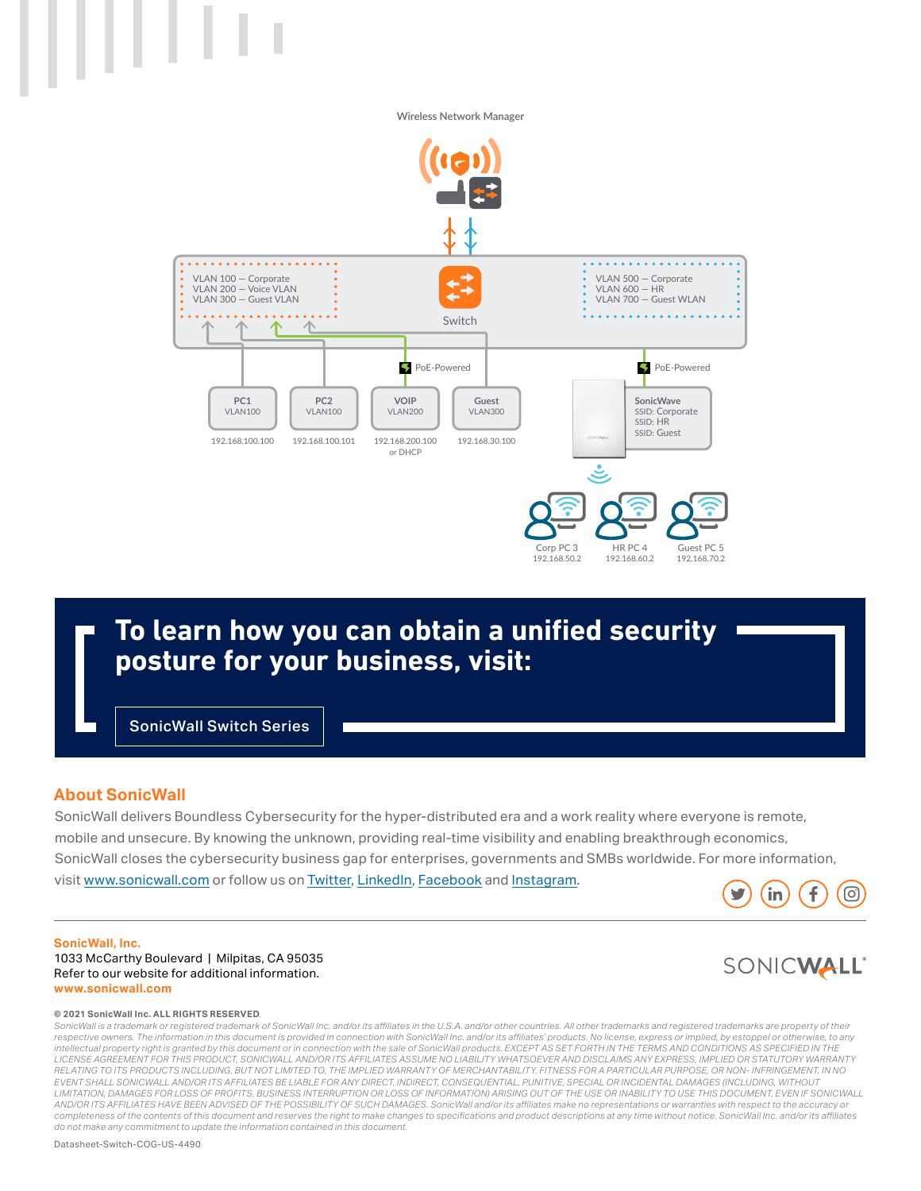Wireless Network Manager

VLAN 100 – Corporate
VLAN 200 – Voice VLAN
VLAN 300 – Guest VLAN

Switch

VLAN 500 – Corporate
VLAN 600 – HR
VLAN 700 – Guest WLAN

PoE-Powered

PoE-Powered

PC1
VLAN100
192.168.100.100

PC2
VLAN100
192.168.100.101

VOIP
VLAN200
192.168.200.100
or DHCP

Guest
VLAN300
192.168.30.100

SonicWave
SSID: Corporate
SSID: HR
SSID: Guest

Corp PC 3
192.168.50.2

HR PC 4
192.168.60.2

Guest PC 5
192.168.70.2

## To learn how you can obtain a unified security posture for your business, visit:

SonicWall Switch Series

## About SonicWall

SonicWall delivers Boundless Cybersecurity for the hyper-distributed era and a work reality where everyone is remote, mobile and unsecure. By knowing the unknown, providing real-time visibility and enabling breakthrough economics, SonicWall closes the cybersecurity business gap for enterprises, governments and SMBs worldwide. For more information, visit www.sonicwall.com or follow us on Twitter, LinkedIn, Facebook and Instagram.

**SonicWall, Inc.**
1033 McCarthy Boulevard | Milpitas, CA 95035
Refer to our website for additional information.
**www.sonicwall.com**

SONICWALL®

**© 2021 SonicWall Inc. ALL RIGHTS RESERVED.**

*SonicWall is a trademark or registered trademark of SonicWall Inc. and/or its affiliates in the U.S.A. and/or other countries. All other trademarks and registered trademarks are property of their respective owners. The information in this document is provided in connection with SonicWall Inc. and/or its affiliates' products. No license, express or implied, by estoppel or otherwise, to any intellectual property right is granted by this document or in connection with the sale of SonicWall products. EXCEPT AS SET FORTH IN THE TERMS AND CONDITIONS AS SPECIFIED IN THE LICENSE AGREEMENT FOR THIS PRODUCT, SONICWALL AND/OR ITS AFFILIATES ASSUME NO LIABILITY WHATSOEVER AND DISCLAIMS ANY EXPRESS, IMPLIED OR STATUTORY WARRANTY RELATING TO ITS PRODUCTS INCLUDING, BUT NOT LIMITED TO, THE IMPLIED WARRANTY OF MERCHANTABILITY, FITNESS FOR A PARTICULAR PURPOSE, OR NON- INFRINGEMENT. IN NO EVENT SHALL SONICWALL AND/OR ITS AFFILIATES BE LIABLE FOR ANY DIRECT, INDIRECT, CONSEQUENTIAL, PUNITIVE, SPECIAL OR INCIDENTAL DAMAGES (INCLUDING, WITHOUT LIMITATION, DAMAGES FOR LOSS OF PROFITS, BUSINESS INTERRUPTION OR LOSS OF INFORMATION) ARISING OUT OF THE USE OR INABILITY TO USE THIS DOCUMENT, EVEN IF SONICWALL AND/OR ITS AFFILIATES HAVE BEEN ADVISED OF THE POSSIBILITY OF SUCH DAMAGES. SonicWall and/or its affiliates make no representations or warranties with respect to the accuracy or completeness of the contents of this document and reserves the right to make changes to specifications and product descriptions at any time without notice. SonicWall Inc. and/or its affiliates do not make any commitment to update the information contained in this document.*

Datasheet-Switch-COG-US-4490